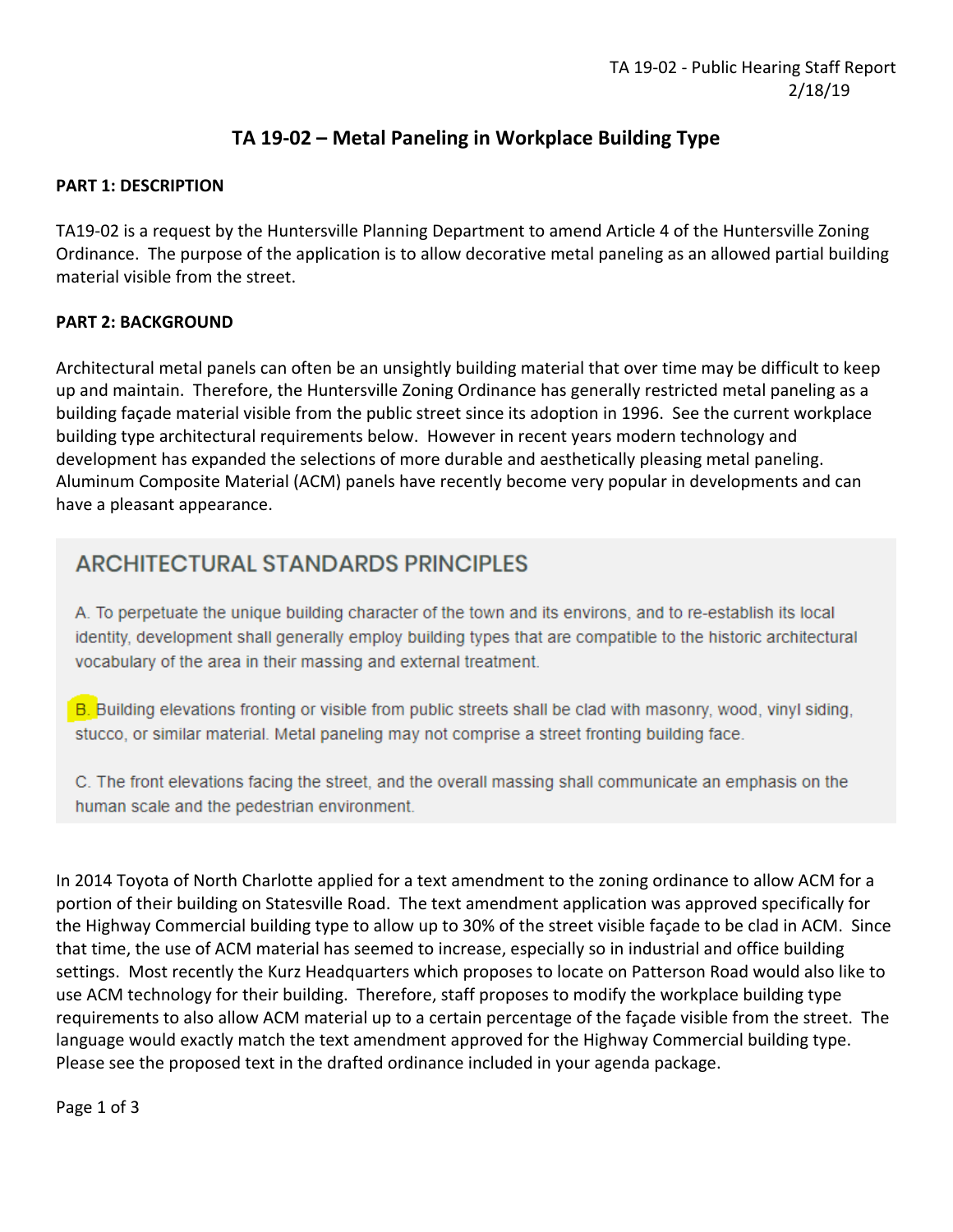# TA 19-02 – Metal Paneling in Workplace Building Type

**PART 1: DESCRIPTION**

TA19-02 is a request by the Huntersville Planning Department to amend Article 4 of the Huntersville Zoning Ordinance. The purpose of the application is to allow decorative metal paneling as an allowed partial building material visible from the street.

**PART 2: BACKGROUND**

Architectural metal panels can often be an unsightly building material that over time may be difficult to keep up and maintain. Therefore, the Huntersville Zoning Ordinance has generally restricted metal paneling as a building façade material visible from the public street since its adoption in 1996. See the current workplace building type architectural requirements below. However in recent years modern technology and development has expanded the selections of more durable and aesthetically pleasing metal paneling. Aluminum Composite Material (ACM) panels have recently become very popular in developments and can have a pleasant appearance.

## ARCHITECTURAL STANDARDS PRINCIPLES

A. To perpetuate the unique building character of the town and its environs, and to re-establish its local identity, development shall generally employ building types that are compatible to the historic architectural vocabulary of the area in their massing and external treatment.

B. Building elevations fronting or visible from public streets shall be clad with masonry, wood, vinyl siding, stucco, or similar material. Metal paneling may not comprise a street fronting building face.

C. The front elevations facing the street, and the overall massing shall communicate an emphasis on the human scale and the pedestrian environment.

In 2014 Toyota of North Charlotte applied for a text amendment to the zoning ordinance to allow ACM for a portion of their building on Statesville Road. The text amendment application was approved specifically for the Highway Commercial building type to allow up to 30% of the street visible façade to be clad in ACM. Since that time, the use of ACM material has seemed to increase, especially so in industrial and office building settings. Most recently the Kurz Headquarters which proposes to locate on Patterson Road would also like to use ACM technology for their building. Therefore, staff proposes to modify the workplace building type requirements to also allow ACM material up to a certain percentage of the façade visible from the street. The language would exactly match the text amendment approved for the Highway Commercial building type. Please see the proposed text in the drafted ordinance included in your agenda package.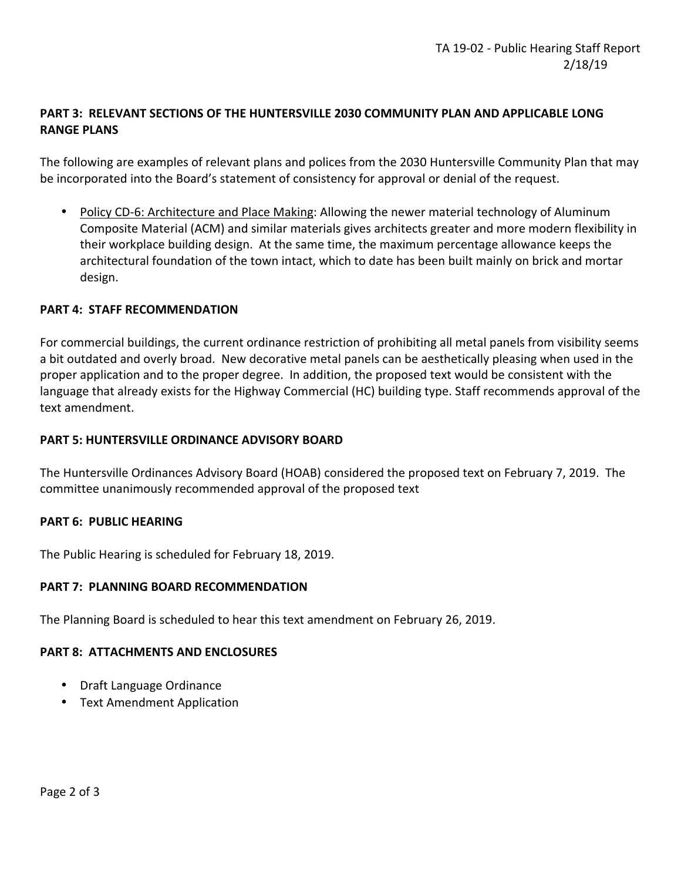**PART 3: RELEVANT SECTIONS OF THE HUNTERSVILLE 2030 COMMUNITY PLAN AND APPLICABLE LONG RANGE PLANS**

The following are examples of relevant plans and polices from the 2030 Huntersville Community Plan that may be incorporated into the Board's statement of consistency for approval or denial of the request.

- <u>Policy CD-6: Architecture and Place Making</u>: Allowing the newer material technology of Aluminum Composite Material (ACM) and similar materials gives architects greater and more modern flexibility in their workplace building design. At the same time, the maximum percentage allowance keeps the architectural foundation of the town intact, which to date has been built mainly on brick and mortar design.

**PART 4: STAFF RECOMMENDATION**

For commercial buildings, the current ordinance restriction of prohibiting all metal panels from visibility seems a bit outdated and overly broad. New decorative metal panels can be aesthetically pleasing when used in the proper application and to the proper degree. In addition, the proposed text would be consistent with the language that already exists for the Highway Commercial (HC) building type. Staff recommends approval of the text amendment.

**PART 5: HUNTERSVILLE ORDINANCE ADVISORY BOARD**

The Huntersville Ordinances Advisory Board (HOAB) considered the proposed text on February 7, 2019. The committee unanimously recommended approval of the proposed text

**PART 6: PUBLIC HEARING**

The Public Hearing is scheduled for February 18, 2019.

**PART 7: PLANNING BOARD RECOMMENDATION**

The Planning Board is scheduled to hear this text amendment on February 26, 2019.

**PART 8: ATTACHMENTS AND ENCLOSURES**

- Draft Language Ordinance
- Text Amendment Application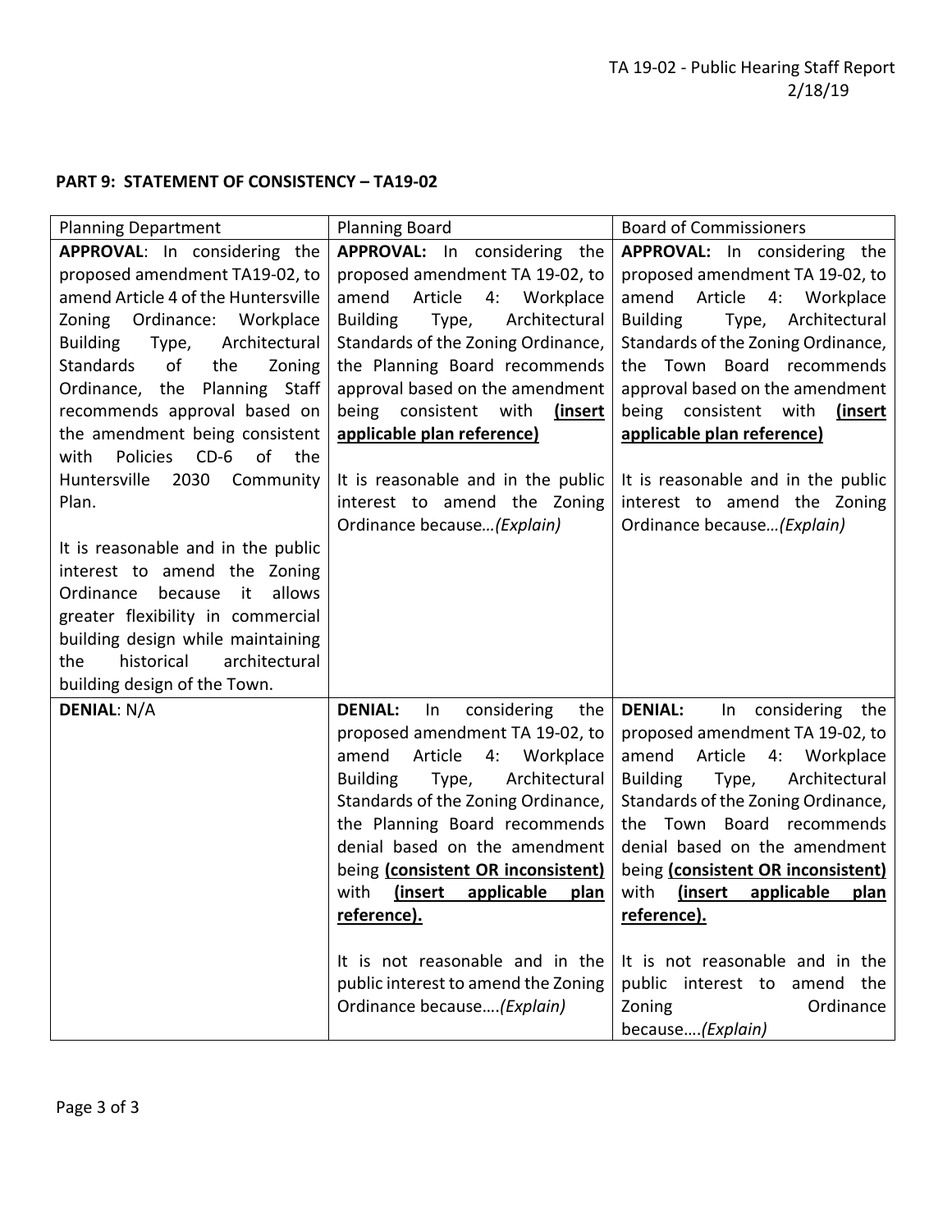**PART 9: STATEMENT OF CONSISTENCY – TA19-02**

| Planning Department | Planning Board | Board of Commissioners |
|---|---|---|
| **APPROVAL**: In considering the proposed amendment TA19-02, to amend Article 4 of the Huntersville Zoning Ordinance: Workplace Building Type, Architectural Standards of the Zoning Ordinance, the Planning Staff recommends approval based on the amendment being consistent with Policies CD-6 of the Huntersville 2030 Community Plan.<br><br>It is reasonable and in the public interest to amend the Zoning Ordinance because it allows greater flexibility in commercial building design while maintaining the historical architectural building design of the Town. | **APPROVAL:** In considering the proposed amendment TA 19-02, to amend Article 4: Workplace Building Type, Architectural Standards of the Zoning Ordinance, the Planning Board recommends approval based on the amendment being consistent with **(insert applicable plan reference)**<br><br>It is reasonable and in the public interest to amend the Zoning Ordinance because…*(Explain)* | **APPROVAL:** In considering the proposed amendment TA 19-02, to amend Article 4: Workplace Building Type, Architectural Standards of the Zoning Ordinance, the Town Board recommends approval based on the amendment being consistent with **(insert applicable plan reference)**<br><br>It is reasonable and in the public interest to amend the Zoning Ordinance because…*(Explain)* |
| **DENIAL**: N/A | **DENIAL:** In considering the proposed amendment TA 19-02, to amend Article 4: Workplace Building Type, Architectural Standards of the Zoning Ordinance, the Planning Board recommends denial based on the amendment being **(consistent OR inconsistent)** with **(insert applicable plan reference).**<br><br>It is not reasonable and in the public interest to amend the Zoning Ordinance because….*(Explain)* | **DENIAL:** In considering the proposed amendment TA 19-02, to amend Article 4: Workplace Building Type, Architectural Standards of the Zoning Ordinance, the Town Board recommends denial based on the amendment being **(consistent OR inconsistent)** with **(insert applicable plan reference).**<br><br>It is not reasonable and in the public interest to amend the Zoning Ordinance because….*(Explain)* |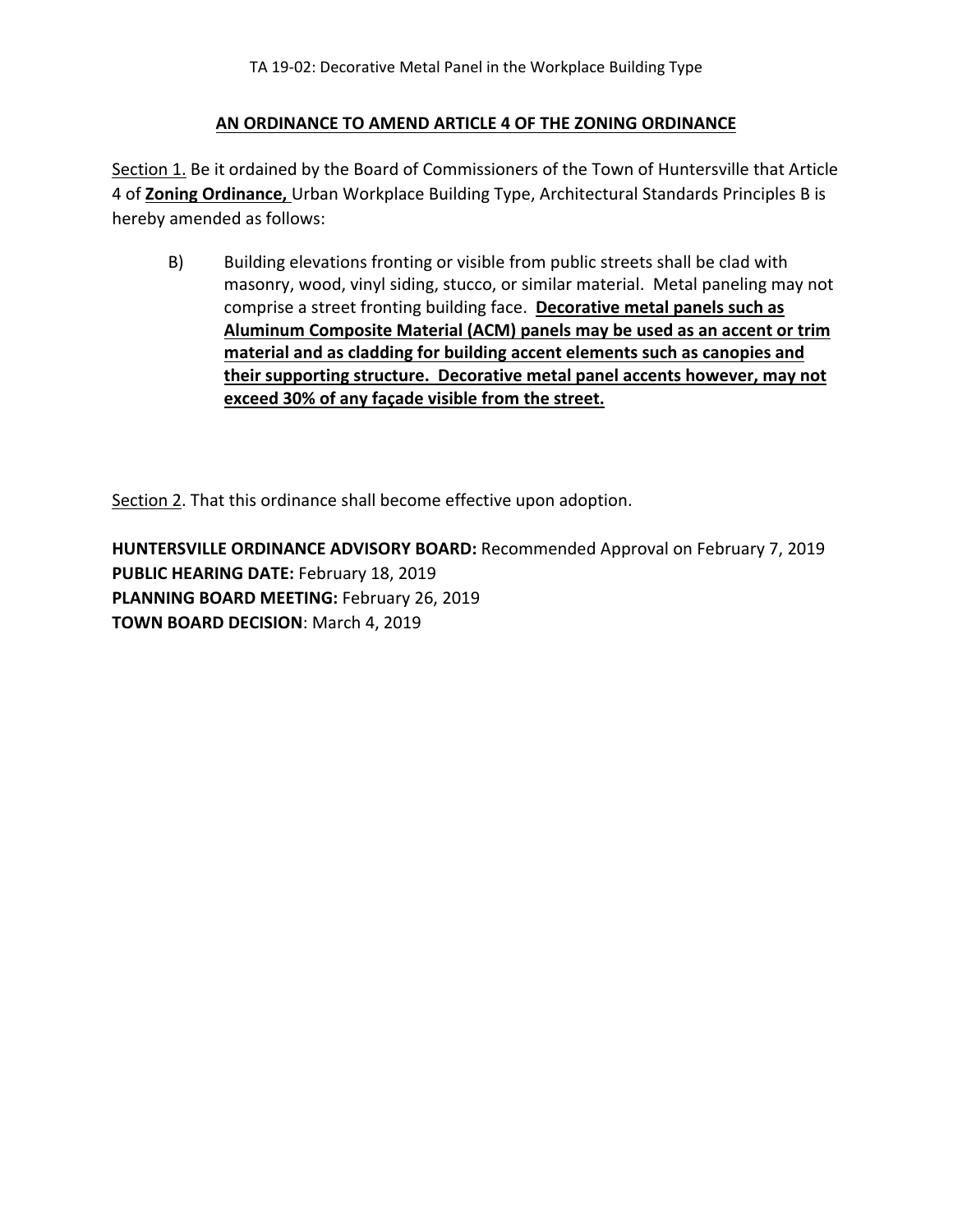TA 19-02: Decorative Metal Panel in the Workplace Building Type

## AN ORDINANCE TO AMEND ARTICLE 4 OF THE ZONING ORDINANCE

Section 1. Be it ordained by the Board of Commissioners of the Town of Huntersville that Article 4 of **Zoning Ordinance,** Urban Workplace Building Type, Architectural Standards Principles B is hereby amended as follows:

B) Building elevations fronting or visible from public streets shall be clad with masonry, wood, vinyl siding, stucco, or similar material. Metal paneling may not comprise a street fronting building face. **Decorative metal panels such as Aluminum Composite Material (ACM) panels may be used as an accent or trim material and as cladding for building accent elements such as canopies and their supporting structure. Decorative metal panel accents however, may not exceed 30% of any façade visible from the street.**

Section 2. That this ordinance shall become effective upon adoption.

**HUNTERSVILLE ORDINANCE ADVISORY BOARD:** Recommended Approval on February 7, 2019
**PUBLIC HEARING DATE:** February 18, 2019
**PLANNING BOARD MEETING:** February 26, 2019
**TOWN BOARD DECISION**: March 4, 2019